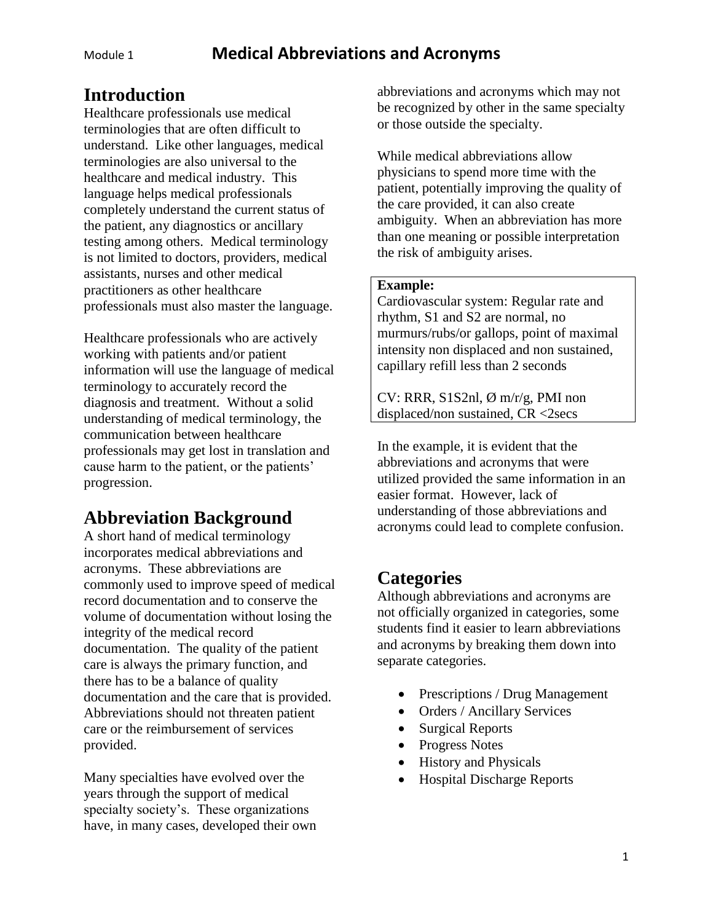# Medical Abbreviations and Acronyms

## Introduction

Healthcare professionals use medical terminologies that are often difficult to understand. Like other languages, medical terminologies are also universal to the healthcare and medical industry. This language helps medical professionals completely understand the current status of the patient, any diagnostics or ancillary testing among others. Medical terminology is not limited to doctors, providers, medical assistants, nurses and other medical practitioners as other healthcare professionals must also master the language.

Healthcare professionals who are actively working with patients and/or patient information will use the language of medical terminology to accurately record the diagnosis and treatment. Without a solid understanding of medical terminology, the communication between healthcare professionals may get lost in translation and cause harm to the patient, or the patients' progression.

## Abbreviation Background

A short hand of medical terminology incorporates medical abbreviations and acronyms. These abbreviations are commonly used to improve speed of medical record documentation and to conserve the volume of documentation without losing the integrity of the medical record documentation. The quality of the patient care is always the primary function, and there has to be a balance of quality documentation and the care that is provided. Abbreviations should not threaten patient care or the reimbursement of services provided.

Many specialties have evolved over the years through the support of medical specialty society's. These organizations have, in many cases, developed their own abbreviations and acronyms which may not be recognized by other in the same specialty or those outside the specialty.

While medical abbreviations allow physicians to spend more time with the patient, potentially improving the quality of the care provided, it can also create ambiguity. When an abbreviation has more than one meaning or possible interpretation the risk of ambiguity arises.

> **Example:**
> Cardiovascular system: Regular rate and rhythm, S1 and S2 are normal, no murmurs/rubs/or gallops, point of maximal intensity non displaced and non sustained, capillary refill less than 2 seconds
>
> CV: RRR, S1S2nl, Ø m/r/g, PMI non displaced/non sustained, CR <2secs

In the example, it is evident that the abbreviations and acronyms that were utilized provided the same information in an easier format. However, lack of understanding of those abbreviations and acronyms could lead to complete confusion.

## Categories

Although abbreviations and acronyms are not officially organized in categories, some students find it easier to learn abbreviations and acronyms by breaking them down into separate categories.

- Prescriptions / Drug Management
- Orders / Ancillary Services
- Surgical Reports
- Progress Notes
- History and Physicals
- Hospital Discharge Reports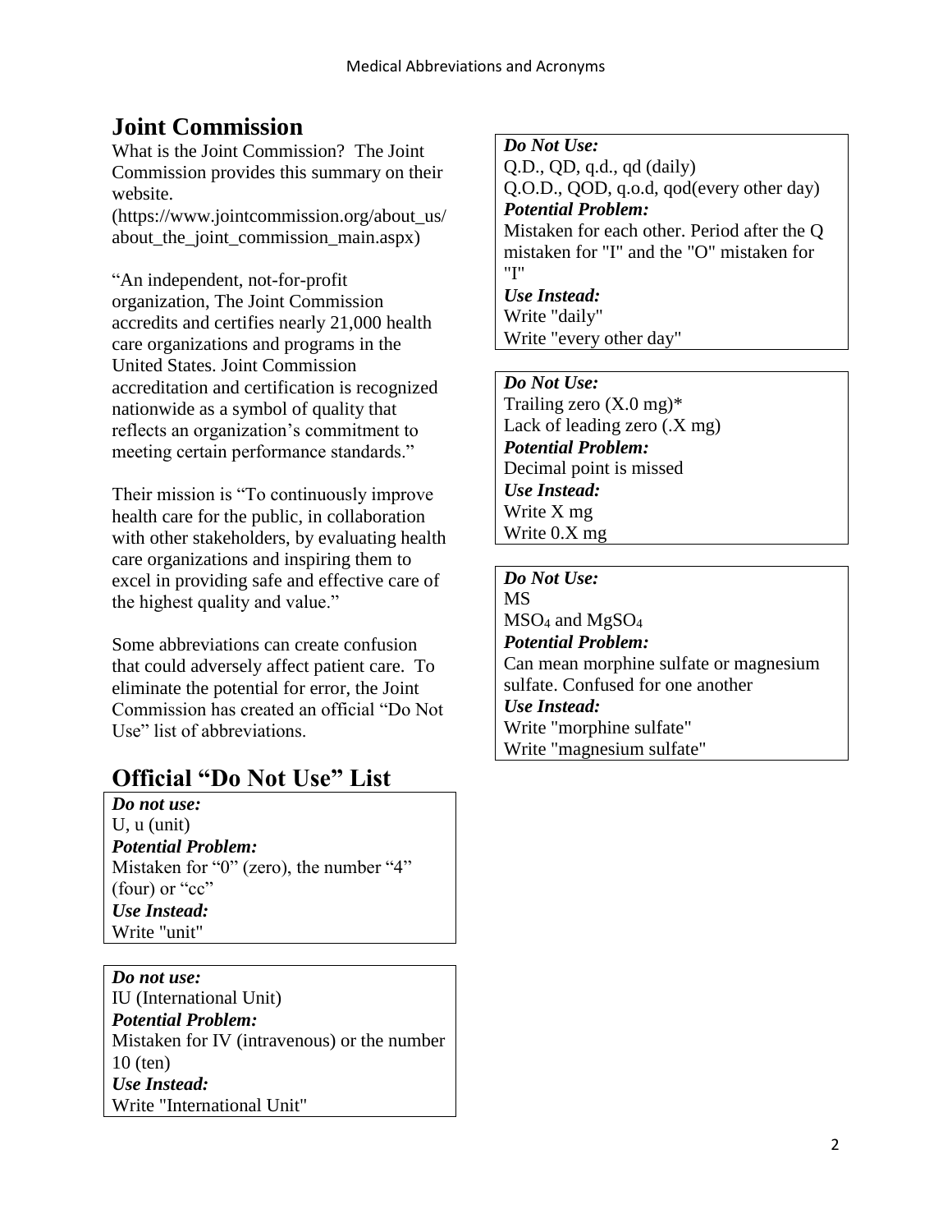## Joint Commission

What is the Joint Commission? The Joint Commission provides this summary on their website. (https://www.jointcommission.org/about_us/about_the_joint_commission_main.aspx)

"An independent, not-for-profit organization, The Joint Commission accredits and certifies nearly 21,000 health care organizations and programs in the United States. Joint Commission accreditation and certification is recognized nationwide as a symbol of quality that reflects an organization's commitment to meeting certain performance standards."

Their mission is "To continuously improve health care for the public, in collaboration with other stakeholders, by evaluating health care organizations and inspiring them to excel in providing safe and effective care of the highest quality and value."

Some abbreviations can create confusion that could adversely affect patient care. To eliminate the potential for error, the Joint Commission has created an official "Do Not Use" list of abbreviations.

## Official "Do Not Use" List

***Do not use:***
U, u (unit)
***Potential Problem:***
Mistaken for "0" (zero), the number "4" (four) or "cc"
***Use Instead:***
Write "unit"

***Do not use:***
IU (International Unit)
***Potential Problem:***
Mistaken for IV (intravenous) or the number 10 (ten)
***Use Instead:***
Write "International Unit"

***Do Not Use:***
Q.D., QD, q.d., qd (daily)
Q.O.D., QOD, q.o.d, qod(every other day)
***Potential Problem:***
Mistaken for each other. Period after the Q mistaken for "I" and the "O" mistaken for "I"
***Use Instead:***
Write "daily"
Write "every other day"

***Do Not Use:***
Trailing zero (X.0 mg)*
Lack of leading zero (.X mg)
***Potential Problem:***
Decimal point is missed
***Use Instead:***
Write X mg
Write 0.X mg

***Do Not Use:***
MS
$MSO_4$ and $MgSO_4$
***Potential Problem:***
Can mean morphine sulfate or magnesium sulfate. Confused for one another
***Use Instead:***
Write "morphine sulfate"
Write "magnesium sulfate"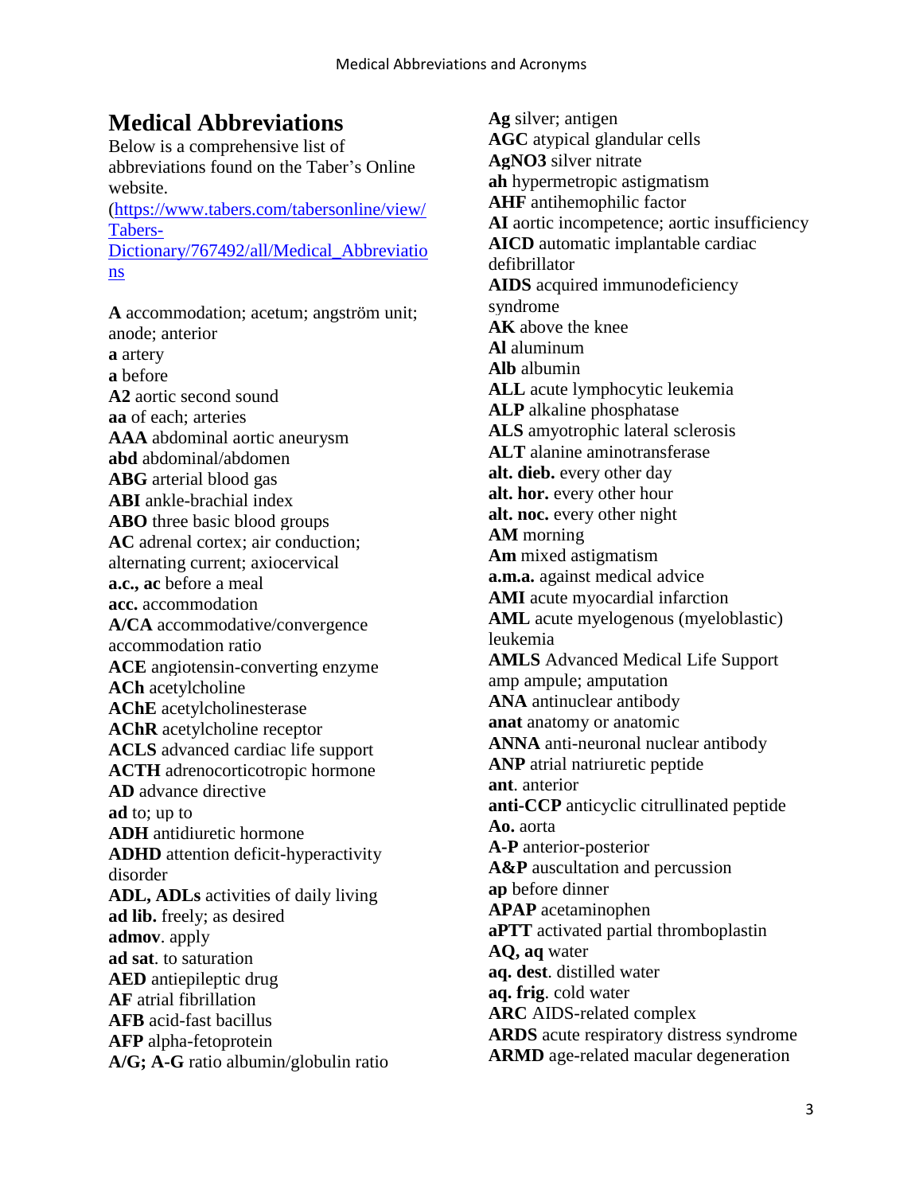# Medical Abbreviations

Below is a comprehensive list of abbreviations found on the Taber's Online website. ([https://www.tabers.com/tabersonline/view/Tabers-Dictionary/767492/all/Medical_Abbreviations](https://www.tabers.com/tabersonline/view/Tabers-Dictionary/767492/all/Medical_Abbreviations))

**A** accommodation; acetum; angström unit; anode; anterior
**a** artery
**a** before
**A2** aortic second sound
**aa** of each; arteries
**AAA** abdominal aortic aneurysm
**abd** abdominal/abdomen
**ABG** arterial blood gas
**ABI** ankle-brachial index
**ABO** three basic blood groups
**AC** adrenal cortex; air conduction; alternating current; axiocervical
**a.c., ac** before a meal
**acc.** accommodation
**A/CA** accommodative/convergence accommodation ratio
**ACE** angiotensin-converting enzyme
**ACh** acetylcholine
**AChE** acetylcholinesterase
**AChR** acetylcholine receptor
**ACLS** advanced cardiac life support
**ACTH** adrenocorticotropic hormone
**AD** advance directive
**ad** to; up to
**ADH** antidiuretic hormone
**ADHD** attention deficit-hyperactivity disorder
**ADL, ADLs** activities of daily living
**ad lib.** freely; as desired
**admov**. apply
**ad sat**. to saturation
**AED** antiepileptic drug
**AF** atrial fibrillation
**AFB** acid-fast bacillus
**AFP** alpha-fetoprotein
**A/G; A-G** ratio albumin/globulin ratio
**Ag** silver; antigen
**AGC** atypical glandular cells
**AgNO3** silver nitrate
**ah** hypermetropic astigmatism
**AHF** antihemophilic factor
**AI** aortic incompetence; aortic insufficiency
**AICD** automatic implantable cardiac defibrillator
**AIDS** acquired immunodeficiency syndrome
**AK** above the knee
**Al** aluminum
**Alb** albumin
**ALL** acute lymphocytic leukemia
**ALP** alkaline phosphatase
**ALS** amyotrophic lateral sclerosis
**ALT** alanine aminotransferase
**alt. dieb.** every other day
**alt. hor.** every other hour
**alt. noc.** every other night
**AM** morning
**Am** mixed astigmatism
**a.m.a.** against medical advice
**AMI** acute myocardial infarction
**AML** acute myelogenous (myeloblastic) leukemia
**AMLS** Advanced Medical Life Support
amp ampule; amputation
**ANA** antinuclear antibody
**anat** anatomy or anatomic
**ANNA** anti-neuronal nuclear antibody
**ANP** atrial natriuretic peptide
**ant**. anterior
**anti-CCP** anticyclic citrullinated peptide
**Ao.** aorta
**A-P** anterior-posterior
**A&P** auscultation and percussion
**ap** before dinner
**APAP** acetaminophen
**aPTT** activated partial thromboplastin
**AQ, aq** water
**aq. dest**. distilled water
**aq. frig**. cold water
**ARC** AIDS-related complex
**ARDS** acute respiratory distress syndrome
**ARMD** age-related macular degeneration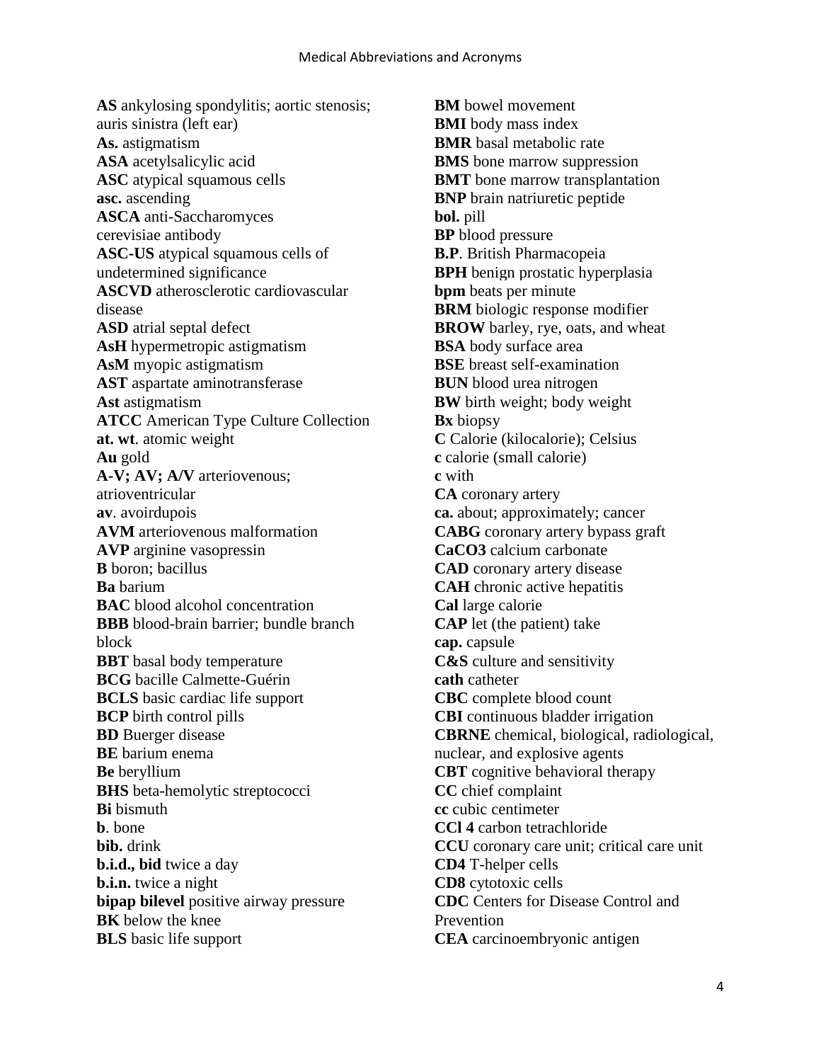**AS** ankylosing spondylitis; aortic stenosis; auris sinistra (left ear)
**As.** astigmatism
**ASA** acetylsalicylic acid
**ASC** atypical squamous cells
**asc.** ascending
**ASCA** anti-Saccharomyces cerevisiae antibody
**ASC-US** atypical squamous cells of undetermined significance
**ASCVD** atherosclerotic cardiovascular disease
**ASD** atrial septal defect
**AsH** hypermetropic astigmatism
**AsM** myopic astigmatism
**AST** aspartate aminotransferase
**Ast** astigmatism
**ATCC** American Type Culture Collection
**at. wt**. atomic weight
**Au** gold
**A-V; AV; A/V** arteriovenous; atrioventricular
**av**. avoirdupois
**AVM** arteriovenous malformation
**AVP** arginine vasopressin
**B** boron; bacillus
**Ba** barium
**BAC** blood alcohol concentration
**BBB** blood-brain barrier; bundle branch block
**BBT** basal body temperature
**BCG** bacille Calmette-Guérin
**BCLS** basic cardiac life support
**BCP** birth control pills
**BD** Buerger disease
**BE** barium enema
**Be** beryllium
**BHS** beta-hemolytic streptococci
**Bi** bismuth
**b**. bone
**bib.** drink
**b.i.d., bid** twice a day
**b.i.n.** twice a night
**bipap bilevel** positive airway pressure
**BK** below the knee
**BLS** basic life support
**BM** bowel movement
**BMI** body mass index
**BMR** basal metabolic rate
**BMS** bone marrow suppression
**BMT** bone marrow transplantation
**BNP** brain natriuretic peptide
**bol.** pill
**BP** blood pressure
**B.P**. British Pharmacopeia
**BPH** benign prostatic hyperplasia
**bpm** beats per minute
**BRM** biologic response modifier
**BROW** barley, rye, oats, and wheat
**BSA** body surface area
**BSE** breast self-examination
**BUN** blood urea nitrogen
**BW** birth weight; body weight
**Bx** biopsy
**C** Calorie (kilocalorie); Celsius
**c** calorie (small calorie)
**c** with
**CA** coronary artery
**ca.** about; approximately; cancer
**CABG** coronary artery bypass graft
**CaCO3** calcium carbonate
**CAD** coronary artery disease
**CAH** chronic active hepatitis
**Cal** large calorie
**CAP** let (the patient) take
**cap.** capsule
**C&S** culture and sensitivity
**cath** catheter
**CBC** complete blood count
**CBI** continuous bladder irrigation
**CBRNE** chemical, biological, radiological, nuclear, and explosive agents
**CBT** cognitive behavioral therapy
**CC** chief complaint
**cc** cubic centimeter
**CCl 4** carbon tetrachloride
**CCU** coronary care unit; critical care unit
**CD4** T-helper cells
**CD8** cytotoxic cells
**CDC** Centers for Disease Control and Prevention
**CEA** carcinoembryonic antigen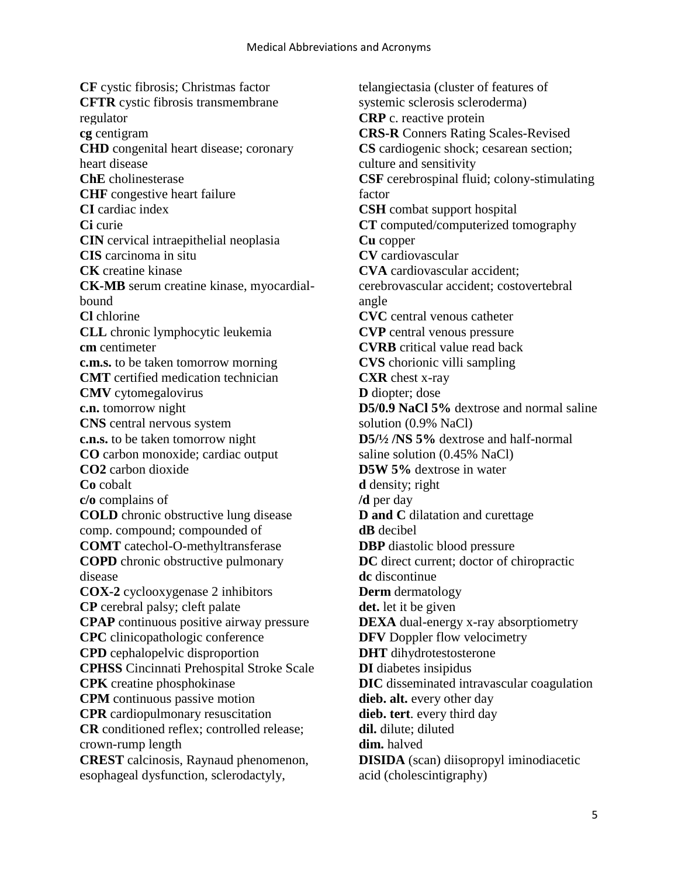**CF** cystic fibrosis; Christmas factor
**CFTR** cystic fibrosis transmembrane regulator
**cg** centigram
**CHD** congenital heart disease; coronary heart disease
**ChE** cholinesterase
**CHF** congestive heart failure
**CI** cardiac index
**Ci** curie
**CIN** cervical intraepithelial neoplasia
**CIS** carcinoma in situ
**CK** creatine kinase
**CK-MB** serum creatine kinase, myocardial-bound
**Cl** chlorine
**CLL** chronic lymphocytic leukemia
**cm** centimeter
**c.m.s.** to be taken tomorrow morning
**CMT** certified medication technician
**CMV** cytomegalovirus
**c.n.** tomorrow night
**CNS** central nervous system
**c.n.s.** to be taken tomorrow night
**CO** carbon monoxide; cardiac output
**CO2** carbon dioxide
**Co** cobalt
**c/o** complains of
**COLD** chronic obstructive lung disease
comp. compound; compounded of
**COMT** catechol-O-methyltransferase
**COPD** chronic obstructive pulmonary disease
**COX-2** cyclooxygenase 2 inhibitors
**CP** cerebral palsy; cleft palate
**CPAP** continuous positive airway pressure
**CPC** clinicopathologic conference
**CPD** cephalopelvic disproportion
**CPHSS** Cincinnati Prehospital Stroke Scale
**CPK** creatine phosphokinase
**CPM** continuous passive motion
**CPR** cardiopulmonary resuscitation
**CR** conditioned reflex; controlled release; crown-rump length
**CREST** calcinosis, Raynaud phenomenon, esophageal dysfunction, sclerodactyly, telangiectasia (cluster of features of systemic sclerosis scleroderma)
**CRP** c. reactive protein
**CRS-R** Conners Rating Scales-Revised
**CS** cardiogenic shock; cesarean section; culture and sensitivity
**CSF** cerebrospinal fluid; colony-stimulating factor
**CSH** combat support hospital
**CT** computed/computerized tomography
**Cu** copper
**CV** cardiovascular
**CVA** cardiovascular accident; cerebrovascular accident; costovertebral angle
**CVC** central venous catheter
**CVP** central venous pressure
**CVRB** critical value read back
**CVS** chorionic villi sampling
**CXR** chest x-ray
**D** diopter; dose
**D5/0.9 NaCl 5%** dextrose and normal saline solution (0.9% NaCl)
**D5/½ /NS 5%** dextrose and half-normal saline solution (0.45% NaCl)
**D5W 5%** dextrose in water
**d** density; right
**/d** per day
**D and C** dilatation and curettage
**dB** decibel
**DBP** diastolic blood pressure
**DC** direct current; doctor of chiropractic
**dc** discontinue
**Derm** dermatology
**det.** let it be given
**DEXA** dual-energy x-ray absorptiometry
**DFV** Doppler flow velocimetry
**DHT** dihydrotestosterone
**DI** diabetes insipidus
**DIC** disseminated intravascular coagulation
**dieb. alt.** every other day
**dieb. tert**. every third day
**dil.** dilute; diluted
**dim.** halved
**DISIDA** (scan) diisopropyl iminodiacetic acid (cholescintigraphy)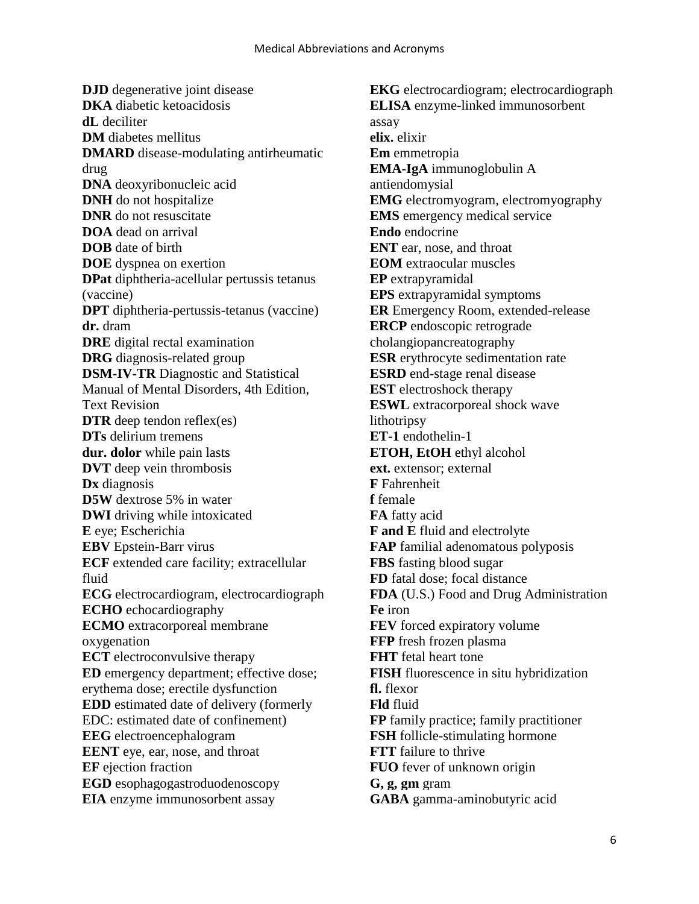**DJD** degenerative joint disease
**DKA** diabetic ketoacidosis
**dL** deciliter
**DM** diabetes mellitus
**DMARD** disease-modulating antirheumatic drug
**DNA** deoxyribonucleic acid
**DNH** do not hospitalize
**DNR** do not resuscitate
**DOA** dead on arrival
**DOB** date of birth
**DOE** dyspnea on exertion
**DPat** diphtheria-acellular pertussis tetanus (vaccine)
**DPT** diphtheria-pertussis-tetanus (vaccine)
**dr.** dram
**DRE** digital rectal examination
**DRG** diagnosis-related group
**DSM-IV-TR** Diagnostic and Statistical Manual of Mental Disorders, 4th Edition, Text Revision
**DTR** deep tendon reflex(es)
**DTs** delirium tremens
**dur. dolor** while pain lasts
**DVT** deep vein thrombosis
**Dx** diagnosis
**D5W** dextrose 5% in water
**DWI** driving while intoxicated
**E** eye; Escherichia
**EBV** Epstein-Barr virus
**ECF** extended care facility; extracellular fluid
**ECG** electrocardiogram, electrocardiograph
**ECHO** echocardiography
**ECMO** extracorporeal membrane oxygenation
**ECT** electroconvulsive therapy
**ED** emergency department; effective dose; erythema dose; erectile dysfunction
**EDD** estimated date of delivery (formerly EDC: estimated date of confinement)
**EEG** electroencephalogram
**EENT** eye, ear, nose, and throat
**EF** ejection fraction
**EGD** esophagogastroduodenoscopy
**EIA** enzyme immunosorbent assay
**EKG** electrocardiogram; electrocardiograph
**ELISA** enzyme-linked immunosorbent assay
**elix.** elixir
**Em** emmetropia
**EMA-IgA** immunoglobulin A antiendomysial
**EMG** electromyogram, electromyography
**EMS** emergency medical service
**Endo** endocrine
**ENT** ear, nose, and throat
**EOM** extraocular muscles
**EP** extrapyramidal
**EPS** extrapyramidal symptoms
**ER** Emergency Room, extended-release
**ERCP** endoscopic retrograde cholangiopancreatography
**ESR** erythrocyte sedimentation rate
**ESRD** end-stage renal disease
**EST** electroshock therapy
**ESWL** extracorporeal shock wave lithotripsy
**ET-1** endothelin-1
**ETOH, EtOH** ethyl alcohol
**ext.** extensor; external
**F** Fahrenheit
**f** female
**FA** fatty acid
**F and E** fluid and electrolyte
**FAP** familial adenomatous polyposis
**FBS** fasting blood sugar
**FD** fatal dose; focal distance
**FDA** (U.S.) Food and Drug Administration
**Fe** iron
**FEV** forced expiratory volume
**FFP** fresh frozen plasma
**FHT** fetal heart tone
**FISH** fluorescence in situ hybridization
**fl.** flexor
**Fld** fluid
**FP** family practice; family practitioner
**FSH** follicle-stimulating hormone
**FTT** failure to thrive
**FUO** fever of unknown origin
**G, g, gm** gram
**GABA** gamma-aminobutyric acid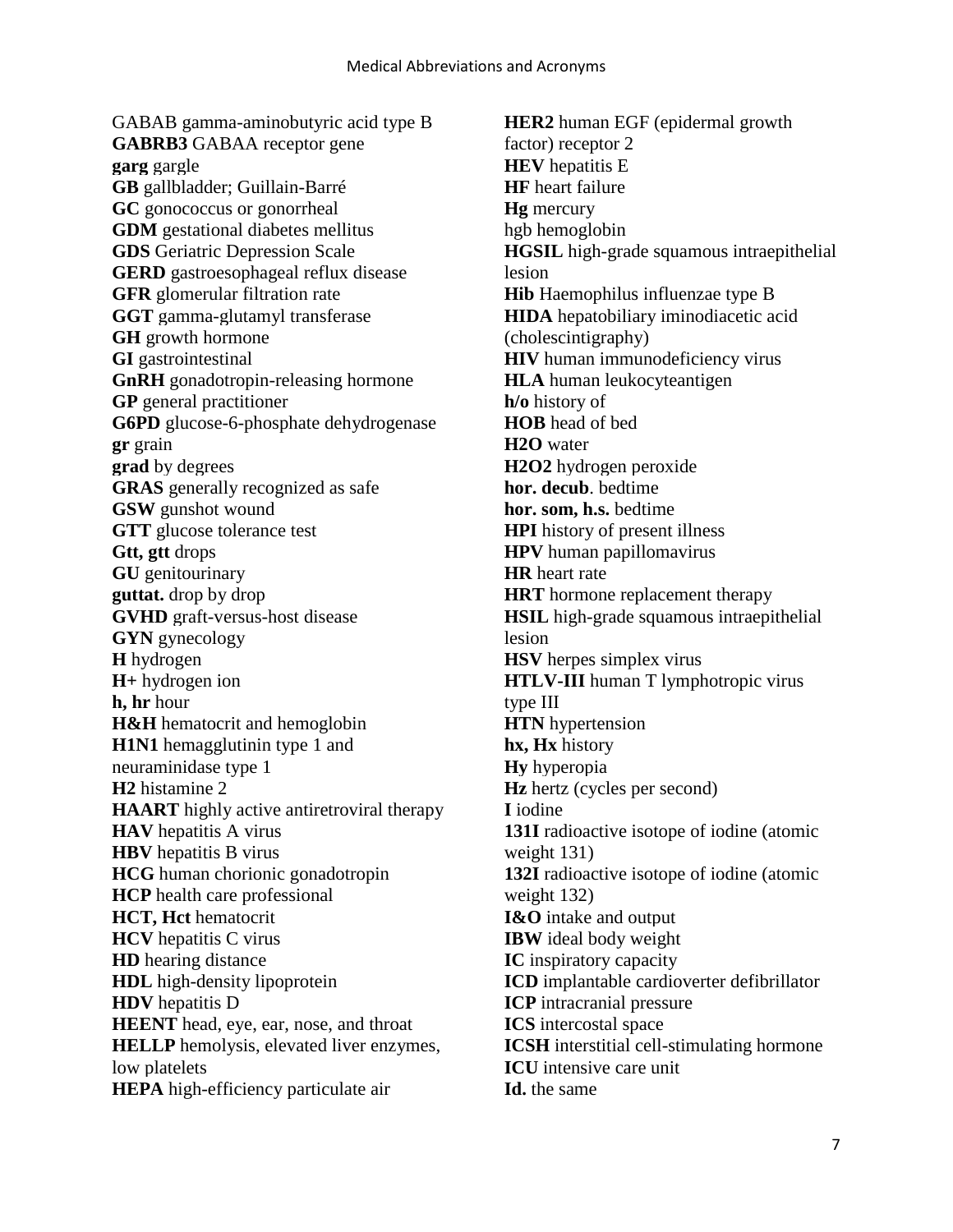GABAB gamma-aminobutyric acid type B
**GABRB3** GABAA receptor gene
**garg** gargle
**GB** gallbladder; Guillain-Barré
**GC** gonococcus or gonorrheal
**GDM** gestational diabetes mellitus
**GDS** Geriatric Depression Scale
**GERD** gastroesophageal reflux disease
**GFR** glomerular filtration rate
**GGT** gamma-glutamyl transferase
**GH** growth hormone
**GI** gastrointestinal
**GnRH** gonadotropin-releasing hormone
**GP** general practitioner
**G6PD** glucose-6-phosphate dehydrogenase
**gr** grain
**grad** by degrees
**GRAS** generally recognized as safe
**GSW** gunshot wound
**GTT** glucose tolerance test
**Gtt, gtt** drops
**GU** genitourinary
**guttat.** drop by drop
**GVHD** graft-versus-host disease
**GYN** gynecology
**H** hydrogen
**H+** hydrogen ion
**h, hr** hour
**H&H** hematocrit and hemoglobin
**H1N1** hemagglutinin type 1 and neuraminidase type 1
**H2** histamine 2
**HAART** highly active antiretroviral therapy
**HAV** hepatitis A virus
**HBV** hepatitis B virus
**HCG** human chorionic gonadotropin
**HCP** health care professional
**HCT, Hct** hematocrit
**HCV** hepatitis C virus
**HD** hearing distance
**HDL** high-density lipoprotein
**HDV** hepatitis D
**HEENT** head, eye, ear, nose, and throat
**HELLP** hemolysis, elevated liver enzymes, low platelets
**HEPA** high-efficiency particulate air
**HER2** human EGF (epidermal growth factor) receptor 2
**HEV** hepatitis E
**HF** heart failure
**Hg** mercury
hgb hemoglobin
**HGSIL** high-grade squamous intraepithelial lesion
**Hib** Haemophilus influenzae type B
**HIDA** hepatobiliary iminodiacetic acid (cholescintigraphy)
**HIV** human immunodeficiency virus
**HLA** human leukocyteantigen
**h/o** history of
**HOB** head of bed
**H2O** water
**H2O2** hydrogen peroxide
**hor. decub**. bedtime
**hor. som, h.s.** bedtime
**HPI** history of present illness
**HPV** human papillomavirus
**HR** heart rate
**HRT** hormone replacement therapy
**HSIL** high-grade squamous intraepithelial lesion
**HSV** herpes simplex virus
**HTLV-III** human T lymphotropic virus type III
**HTN** hypertension
**hx, Hx** history
**Hy** hyperopia
**Hz** hertz (cycles per second)
**I** iodine
**131I** radioactive isotope of iodine (atomic weight 131)
**132I** radioactive isotope of iodine (atomic weight 132)
**I&O** intake and output
**IBW** ideal body weight
**IC** inspiratory capacity
**ICD** implantable cardioverter defibrillator
**ICP** intracranial pressure
**ICS** intercostal space
**ICSH** interstitial cell-stimulating hormone
**ICU** intensive care unit
**Id.** the same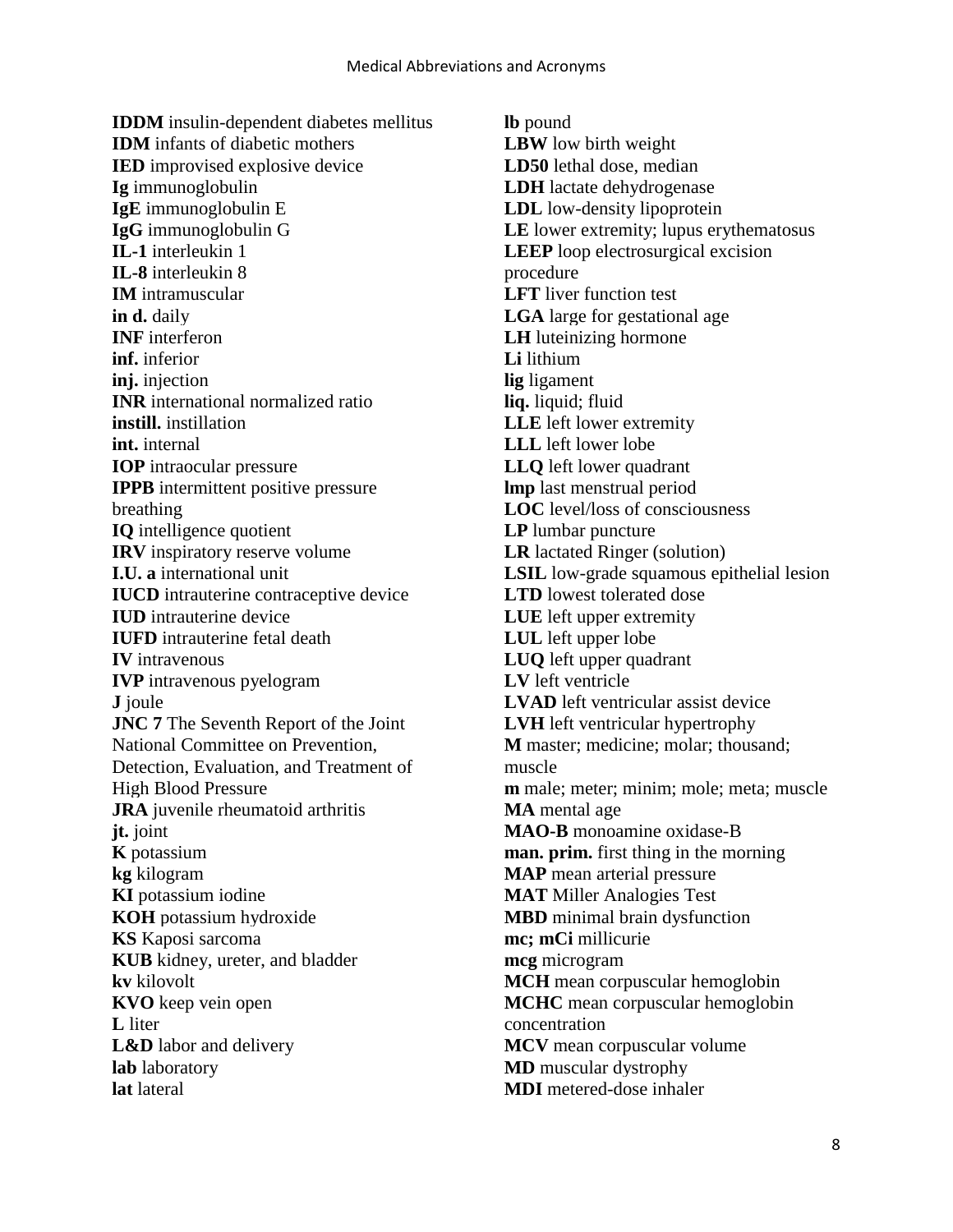**IDDM** insulin-dependent diabetes mellitus
**IDM** infants of diabetic mothers
**IED** improvised explosive device
**Ig** immunoglobulin
**IgE** immunoglobulin E
**IgG** immunoglobulin G
**IL-1** interleukin 1
**IL-8** interleukin 8
**IM** intramuscular
**in d.** daily
**INF** interferon
**inf.** inferior
**inj.** injection
**INR** international normalized ratio
**instill.** instillation
**int.** internal
**IOP** intraocular pressure
**IPPB** intermittent positive pressure breathing
**IQ** intelligence quotient
**IRV** inspiratory reserve volume
**I.U. a** international unit
**IUCD** intrauterine contraceptive device
**IUD** intrauterine device
**IUFD** intrauterine fetal death
**IV** intravenous
**IVP** intravenous pyelogram
**J** joule
**JNC 7** The Seventh Report of the Joint National Committee on Prevention, Detection, Evaluation, and Treatment of High Blood Pressure
**JRA** juvenile rheumatoid arthritis
**jt.** joint
**K** potassium
**kg** kilogram
**KI** potassium iodine
**KOH** potassium hydroxide
**KS** Kaposi sarcoma
**KUB** kidney, ureter, and bladder
**kv** kilovolt
**KVO** keep vein open
**L** liter
**L&D** labor and delivery
**lab** laboratory
**lat** lateral
**lb** pound
**LBW** low birth weight
**LD50** lethal dose, median
**LDH** lactate dehydrogenase
**LDL** low-density lipoprotein
**LE** lower extremity; lupus erythematosus
**LEEP** loop electrosurgical excision procedure
**LFT** liver function test
**LGA** large for gestational age
**LH** luteinizing hormone
**Li** lithium
**lig** ligament
**liq.** liquid; fluid
**LLE** left lower extremity
**LLL** left lower lobe
**LLQ** left lower quadrant
**lmp** last menstrual period
**LOC** level/loss of consciousness
**LP** lumbar puncture
**LR** lactated Ringer (solution)
**LSIL** low-grade squamous epithelial lesion
**LTD** lowest tolerated dose
**LUE** left upper extremity
**LUL** left upper lobe
**LUQ** left upper quadrant
**LV** left ventricle
**LVAD** left ventricular assist device
**LVH** left ventricular hypertrophy
**M** master; medicine; molar; thousand; muscle
**m** male; meter; minim; mole; meta; muscle
**MA** mental age
**MAO-B** monoamine oxidase-B
**man. prim.** first thing in the morning
**MAP** mean arterial pressure
**MAT** Miller Analogies Test
**MBD** minimal brain dysfunction
**mc; mCi** millicurie
**mcg** microgram
**MCH** mean corpuscular hemoglobin
**MCHC** mean corpuscular hemoglobin concentration
**MCV** mean corpuscular volume
**MD** muscular dystrophy
**MDI** metered-dose inhaler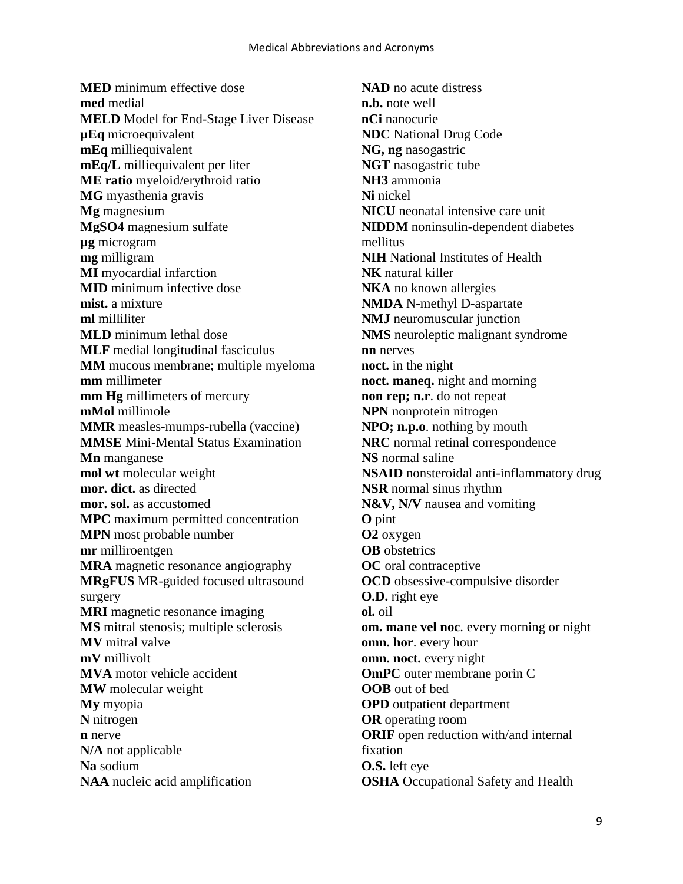**MED** minimum effective dose
**med** medial
**MELD** Model for End-Stage Liver Disease
**µEq** microequivalent
**mEq** milliequivalent
**mEq/L** milliequivalent per liter
**ME ratio** myeloid/erythroid ratio
**MG** myasthenia gravis
**Mg** magnesium
**MgSO4** magnesium sulfate
**µg** microgram
**mg** milligram
**MI** myocardial infarction
**MID** minimum infective dose
**mist.** a mixture
**ml** milliliter
**MLD** minimum lethal dose
**MLF** medial longitudinal fasciculus
**MM** mucous membrane; multiple myeloma
**mm** millimeter
**mm Hg** millimeters of mercury
**mMol** millimole
**MMR** measles-mumps-rubella (vaccine)
**MMSE** Mini-Mental Status Examination
**Mn** manganese
**mol wt** molecular weight
**mor. dict.** as directed
**mor. sol.** as accustomed
**MPC** maximum permitted concentration
**MPN** most probable number
**mr** milliroentgen
**MRA** magnetic resonance angiography
**MRgFUS** MR-guided focused ultrasound surgery
**MRI** magnetic resonance imaging
**MS** mitral stenosis; multiple sclerosis
**MV** mitral valve
**mV** millivolt
**MVA** motor vehicle accident
**MW** molecular weight
**My** myopia
**N** nitrogen
**n** nerve
**N/A** not applicable
**Na** sodium
**NAA** nucleic acid amplification
**NAD** no acute distress
**n.b.** note well
**nCi** nanocurie
**NDC** National Drug Code
**NG, ng** nasogastric
**NGT** nasogastric tube
**NH3** ammonia
**Ni** nickel
**NICU** neonatal intensive care unit
**NIDDM** noninsulin-dependent diabetes mellitus
**NIH** National Institutes of Health
**NK** natural killer
**NKA** no known allergies
**NMDA** N-methyl D-aspartate
**NMJ** neuromuscular junction
**NMS** neuroleptic malignant syndrome
**nn** nerves
**noct.** in the night
**noct. maneq.** night and morning
**non rep; n.r**. do not repeat
**NPN** nonprotein nitrogen
**NPO; n.p.o**. nothing by mouth
**NRC** normal retinal correspondence
**NS** normal saline
**NSAID** nonsteroidal anti-inflammatory drug
**NSR** normal sinus rhythm
**N&V, N/V** nausea and vomiting
**O** pint
**O2** oxygen
**OB** obstetrics
**OC** oral contraceptive
**OCD** obsessive-compulsive disorder
**O.D.** right eye
**ol.** oil
**om. mane vel noc**. every morning or night
**omn. hor**. every hour
**omn. noct.** every night
**OmPC** outer membrane porin C
**OOB** out of bed
**OPD** outpatient department
**OR** operating room
**ORIF** open reduction with/and internal fixation
**O.S.** left eye
**OSHA** Occupational Safety and Health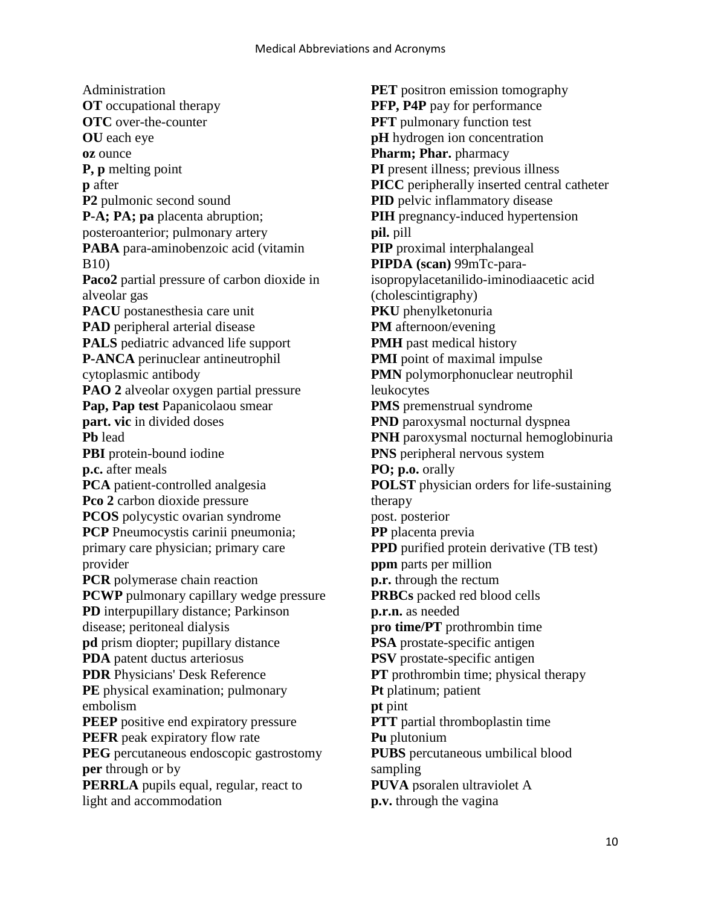Administration
**OT** occupational therapy
**OTC** over-the-counter
**OU** each eye
**oz** ounce
**P, p** melting point
**p** after
**P2** pulmonic second sound
**P-A; PA; pa** placenta abruption; posteroanterior; pulmonary artery
**PABA** para-aminobenzoic acid (vitamin B10)
**Paco2** partial pressure of carbon dioxide in alveolar gas
**PACU** postanesthesia care unit
**PAD** peripheral arterial disease
**PALS** pediatric advanced life support
**P-ANCA** perinuclear antineutrophil cytoplasmic antibody
**PAO 2** alveolar oxygen partial pressure
**Pap, Pap test** Papanicolaou smear
**part. vic** in divided doses
**Pb** lead
**PBI** protein-bound iodine
**p.c.** after meals
**PCA** patient-controlled analgesia
**Pco 2** carbon dioxide pressure
**PCOS** polycystic ovarian syndrome
**PCP** Pneumocystis carinii pneumonia; primary care physician; primary care provider
**PCR** polymerase chain reaction
**PCWP** pulmonary capillary wedge pressure
**PD** interpupillary distance; Parkinson disease; peritoneal dialysis
**pd** prism diopter; pupillary distance
**PDA** patent ductus arteriosus
**PDR** Physicians' Desk Reference
**PE** physical examination; pulmonary embolism
**PEEP** positive end expiratory pressure
**PEFR** peak expiratory flow rate
**PEG** percutaneous endoscopic gastrostomy
**per** through or by
**PERRLA** pupils equal, regular, react to light and accommodation
**PET** positron emission tomography
**PFP, P4P** pay for performance
**PFT** pulmonary function test
**pH** hydrogen ion concentration
**Pharm; Phar.** pharmacy
**PI** present illness; previous illness
**PICC** peripherally inserted central catheter
**PID** pelvic inflammatory disease
**PIH** pregnancy-induced hypertension
**pil.** pill
**PIP** proximal interphalangeal
**PIPDA (scan)** 99mTc-para-isopropylacetanilido-iminodiaacetic acid (cholescintigraphy)
**PKU** phenylketonuria
**PM** afternoon/evening
**PMH** past medical history
**PMI** point of maximal impulse
**PMN** polymorphonuclear neutrophil leukocytes
**PMS** premenstrual syndrome
**PND** paroxysmal nocturnal dyspnea
**PNH** paroxysmal nocturnal hemoglobinuria
**PNS** peripheral nervous system
**PO; p.o.** orally
**POLST** physician orders for life-sustaining therapy
post. posterior
**PP** placenta previa
**PPD** purified protein derivative (TB test)
**ppm** parts per million
**p.r.** through the rectum
**PRBCs** packed red blood cells
**p.r.n.** as needed
**pro time/PT** prothrombin time
**PSA** prostate-specific antigen
**PSV** prostate-specific antigen
**PT** prothrombin time; physical therapy
**Pt** platinum; patient
**pt** pint
**PTT** partial thromboplastin time
**Pu** plutonium
**PUBS** percutaneous umbilical blood sampling
**PUVA** psoralen ultraviolet A
**p.v.** through the vagina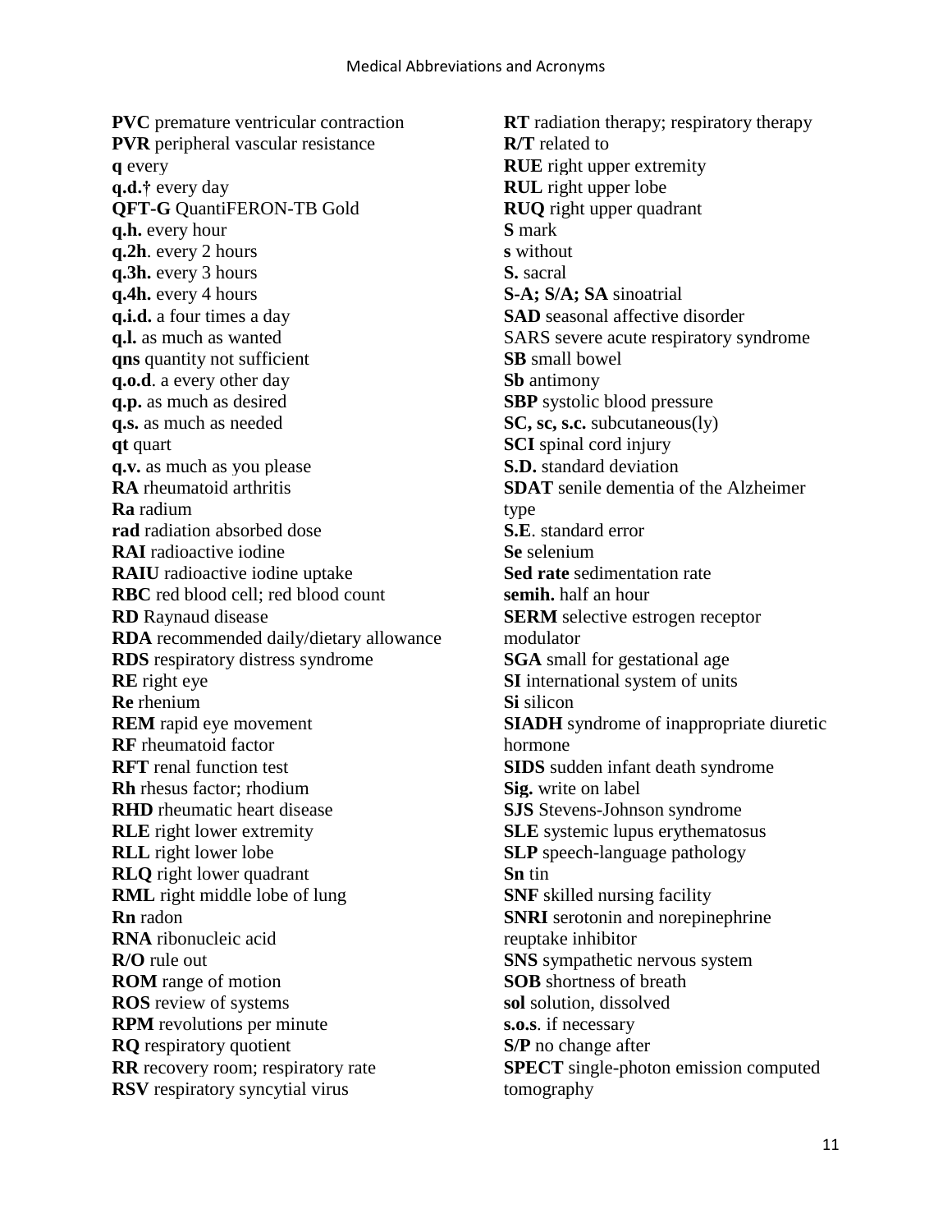**PVC** premature ventricular contraction
**PVR** peripheral vascular resistance
**q** every
**q.d.†** every day
**QFT-G** QuantiFERON-TB Gold
**q.h.** every hour
**q.2h**. every 2 hours
**q.3h.** every 3 hours
**q.4h.** every 4 hours
**q.i.d.** a four times a day
**q.l.** as much as wanted
**qns** quantity not sufficient
**q.o.d**. a every other day
**q.p.** as much as desired
**q.s.** as much as needed
**qt** quart
**q.v.** as much as you please
**RA** rheumatoid arthritis
**Ra** radium
**rad** radiation absorbed dose
**RAI** radioactive iodine
**RAIU** radioactive iodine uptake
**RBC** red blood cell; red blood count
**RD** Raynaud disease
**RDA** recommended daily/dietary allowance
**RDS** respiratory distress syndrome
**RE** right eye
**Re** rhenium
**REM** rapid eye movement
**RF** rheumatoid factor
**RFT** renal function test
**Rh** rhesus factor; rhodium
**RHD** rheumatic heart disease
**RLE** right lower extremity
**RLL** right lower lobe
**RLQ** right lower quadrant
**RML** right middle lobe of lung
**Rn** radon
**RNA** ribonucleic acid
**R/O** rule out
**ROM** range of motion
**ROS** review of systems
**RPM** revolutions per minute
**RQ** respiratory quotient
**RR** recovery room; respiratory rate
**RSV** respiratory syncytial virus
**RT** radiation therapy; respiratory therapy
**R/T** related to
**RUE** right upper extremity
**RUL** right upper lobe
**RUQ** right upper quadrant
**S** mark
**s** without
**S.** sacral
**S-A; S/A; SA** sinoatrial
**SAD** seasonal affective disorder
SARS severe acute respiratory syndrome
**SB** small bowel
**Sb** antimony
**SBP** systolic blood pressure
**SC, sc, s.c.** subcutaneous(ly)
**SCI** spinal cord injury
**S.D.** standard deviation
**SDAT** senile dementia of the Alzheimer type
**S.E**. standard error
**Se** selenium
**Sed rate** sedimentation rate
**semih.** half an hour
**SERM** selective estrogen receptor modulator
**SGA** small for gestational age
**SI** international system of units
**Si** silicon
**SIADH** syndrome of inappropriate diuretic hormone
**SIDS** sudden infant death syndrome
**Sig.** write on label
**SJS** Stevens-Johnson syndrome
**SLE** systemic lupus erythematosus
**SLP** speech-language pathology
**Sn** tin
**SNF** skilled nursing facility
**SNRI** serotonin and norepinephrine reuptake inhibitor
**SNS** sympathetic nervous system
**SOB** shortness of breath
**sol** solution, dissolved
**s.o.s**. if necessary
**S/P** no change after
**SPECT** single-photon emission computed tomography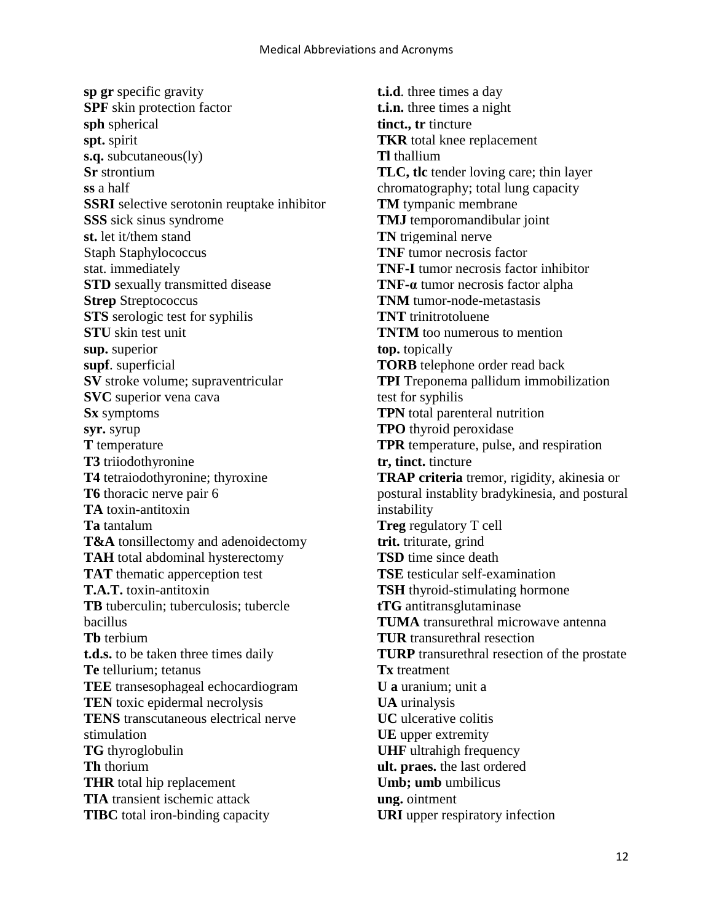**sp gr** specific gravity
**SPF** skin protection factor
**sph** spherical
**spt.** spirit
**s.q.** subcutaneous(ly)
**Sr** strontium
**ss** a half
**SSRI** selective serotonin reuptake inhibitor
**SSS** sick sinus syndrome
**st.** let it/them stand
Staph Staphylococcus
stat. immediately
**STD** sexually transmitted disease
**Strep** Streptococcus
**STS** serologic test for syphilis
**STU** skin test unit
**sup.** superior
**supf**. superficial
**SV** stroke volume; supraventricular
**SVC** superior vena cava
**Sx** symptoms
**syr.** syrup
**T** temperature
**T3** triiodothyronine
**T4** tetraiodothyronine; thyroxine
**T6** thoracic nerve pair 6
**TA** toxin-antitoxin
**Ta** tantalum
**T&A** tonsillectomy and adenoidectomy
**TAH** total abdominal hysterectomy
**TAT** thematic apperception test
**T.A.T.** toxin-antitoxin
**TB** tuberculin; tuberculosis; tubercle bacillus
**Tb** terbium
**t.d.s.** to be taken three times daily
**Te** tellurium; tetanus
**TEE** transesophageal echocardiogram
**TEN** toxic epidermal necrolysis
**TENS** transcutaneous electrical nerve stimulation
**TG** thyroglobulin
**Th** thorium
**THR** total hip replacement
**TIA** transient ischemic attack
**TIBC** total iron-binding capacity
**t.i.d**. three times a day
**t.i.n.** three times a night
**tinct., tr** tincture
**TKR** total knee replacement
**Tl** thallium
**TLC, tlc** tender loving care; thin layer chromatography; total lung capacity
**TM** tympanic membrane
**TMJ** temporomandibular joint
**TN** trigeminal nerve
**TNF** tumor necrosis factor
**TNF-I** tumor necrosis factor inhibitor
**TNF-α** tumor necrosis factor alpha
**TNM** tumor-node-metastasis
**TNT** trinitrotoluene
**TNTM** too numerous to mention
**top.** topically
**TORB** telephone order read back
**TPI** Treponema pallidum immobilization test for syphilis
**TPN** total parenteral nutrition
**TPO** thyroid peroxidase
**TPR** temperature, pulse, and respiration
**tr, tinct.** tincture
**TRAP criteria** tremor, rigidity, akinesia or postural instablity bradykinesia, and postural instability
**Treg** regulatory T cell
**trit.** triturate, grind
**TSD** time since death
**TSE** testicular self-examination
**TSH** thyroid-stimulating hormone
**tTG** antitransglutaminase
**TUMA** transurethral microwave antenna
**TUR** transurethral resection
**TURP** transurethral resection of the prostate
**Tx** treatment
**U a** uranium; unit a
**UA** urinalysis
**UC** ulcerative colitis
**UE** upper extremity
**UHF** ultrahigh frequency
**ult. praes.** the last ordered
**Umb; umb** umbilicus
**ung.** ointment
**URI** upper respiratory infection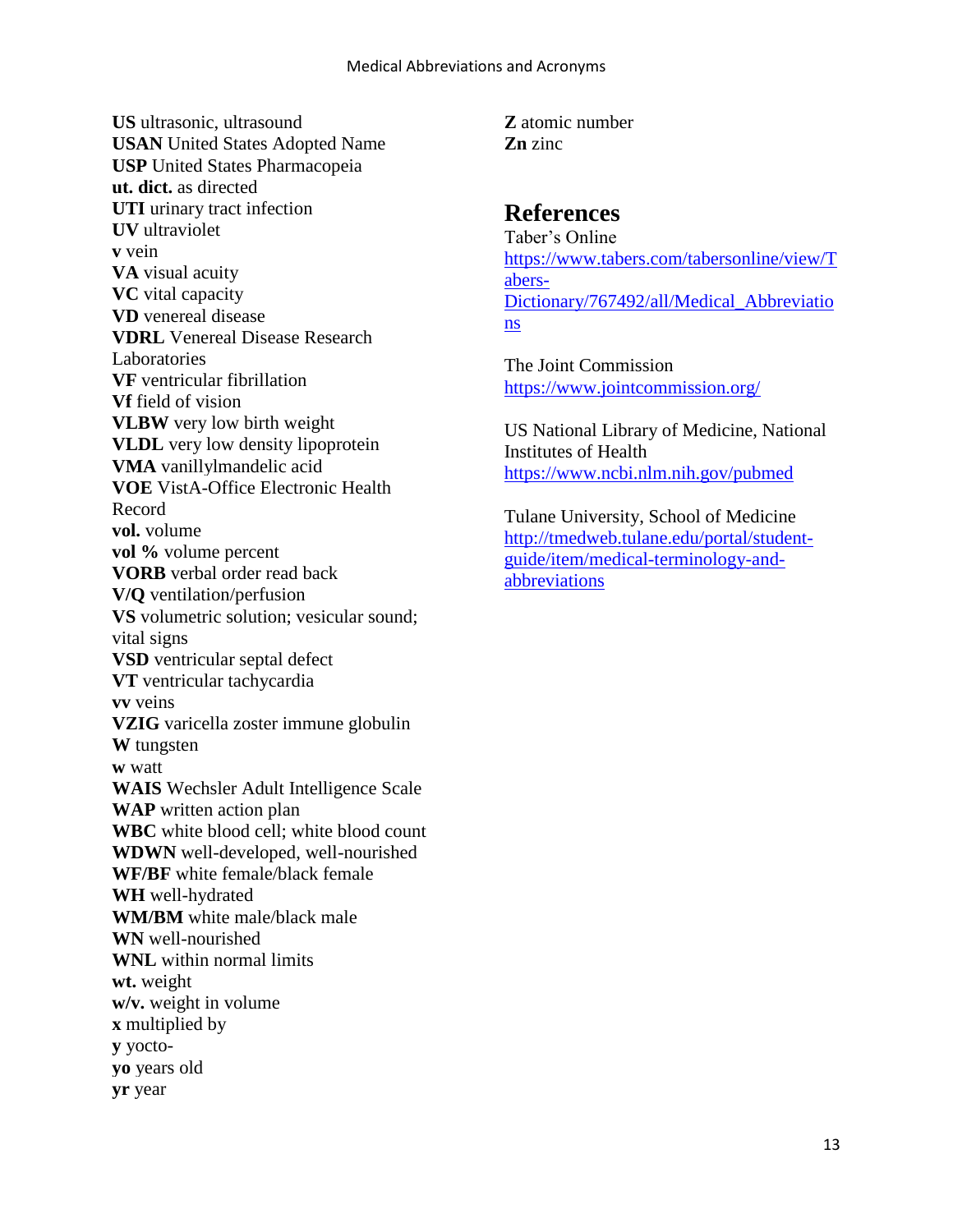**US** ultrasonic, ultrasound
**USAN** United States Adopted Name
**USP** United States Pharmacopeia
**ut. dict.** as directed
**UTI** urinary tract infection
**UV** ultraviolet
**v** vein
**VA** visual acuity
**VC** vital capacity
**VD** venereal disease
**VDRL** Venereal Disease Research Laboratories
**VF** ventricular fibrillation
**Vf** field of vision
**VLBW** very low birth weight
**VLDL** very low density lipoprotein
**VMA** vanillylmandelic acid
**VOE** VistA-Office Electronic Health Record
**vol.** volume
**vol %** volume percent
**VORB** verbal order read back
**V/Q** ventilation/perfusion
**VS** volumetric solution; vesicular sound; vital signs
**VSD** ventricular septal defect
**VT** ventricular tachycardia
**vv** veins
**VZIG** varicella zoster immune globulin
**W** tungsten
**w** watt
**WAIS** Wechsler Adult Intelligence Scale
**WAP** written action plan
**WBC** white blood cell; white blood count
**WDWN** well-developed, well-nourished
**WF/BF** white female/black female
**WH** well-hydrated
**WM/BM** white male/black male
**WN** well-nourished
**WNL** within normal limits
**wt.** weight
**w/v.** weight in volume
**x** multiplied by
**y** yocto-
**yo** years old
**yr** year
**Z** atomic number
**Zn** zinc

## References

Taber's Online
https://www.tabers.com/tabersonline/view/Tabers-Dictionary/767492/all/Medical_Abbreviations

The Joint Commission
https://www.jointcommission.org/

US National Library of Medicine, National Institutes of Health
https://www.ncbi.nlm.nih.gov/pubmed

Tulane University, School of Medicine
http://tmedweb.tulane.edu/portal/student-guide/item/medical-terminology-and-abbreviations